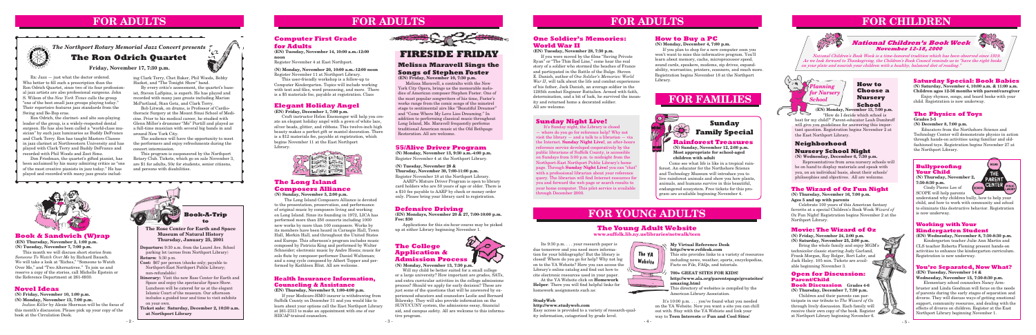# FOR ADULTS

*The Northport Rotary Memorial Jazz Concert presents*

## The Ron Odrich Quartet

**Friday, November 17, 7:30 p.m.**

Six Jazz — just what the doctor ordered. Who better to fill such a prescription than the Ron Odrich Quartet, since two of its four professional jazz artists are also professional surgeons. John S. Wilson of the *New York Times* calls the group "one of the best small jazz groups playing today." Their repertoire features jazz standards from the Swing and Be-Bop eras.

Ron Odrich, the clarinet- and alto sax-playing leader of the group, is a widely-respected dental surgeon. He has also been called a "world-class musician" by such jazz luminaries as Buddy DeFranco and Clark Terry. Ron has taught Masters Classes in jazz clarinet at Northwestern University and has played with Clark Terry and Buddy DeFranco and recorded with Phil Woods and Zoot Sims.

Don Friedman, the quartet's gifted pianist, has been acclaimed by his many admiring critics as "one of the most creative pianists in jazz today." He has played and recorded with many jazz greats including Clark Terry, Chet Baker, Phil Woods, Bobby Hacket, and "The Tonight Show" band.

By every critic's assessment, the quartet's bassist, Steven LaSpina, is superb. He has played and recorded with many jazz greats including Marian McPartland, Stan Getz, and Clark Terry.

Bob Litwak, on drums, is Professor of Cardiothoracic Surgery at the Mount Sinai School of Medicine. Prior to his medical career, he studied with Glenn Miller's drummer "Mo" Purtill and played as a full-time musician with several big bands in and around New York City.

The audience will have the opportunity to meet the performers and enjoy refreshments during the concert intermission.

This program is cosponsored by the Northport Rotary Club. Tickets, which go on sale November 3, are $1 for adults, 50¢ for students, senior citizens, and persons with disabilities.

### Book & Sandwich (W)rap

**(EN) Tuesday, November 2, 1:00 p.m.**
**(N) Tuesday, November 7, 7:00 p.m.**

This month we will discuss short stories from *Someone To Watch Over Me* by Richard Bausch. We will take a look at "Riches," "Someone to Watch Over Me," and "Two Alternatives." To join us and reserve a copy of the stories, call Michelle Epstein or the Reference Department at 261-6930.

### Novel Ideas

**(N) Friday, November 10, 1:00 p.m.**
**(N) Monday, November 13, 7:00 p.m.**

*Indian Killer* by Alexie Sherman will be the focus of this month's discussion. Please pick up your copy of the book at the Circulation Desk.

### Book-A-Trip to

**The Rose Center for Earth and Space Museum of Natural History Thursday, January 25, 2001**

**Departure:** 9:30 a.m. from the Laurel Ave. School parking lot (across from Northport Library)

**Return:** 5:30 p.m.

**Cost:** $67 per person (checks only; payable to Northport-East Northport Public Library; non-refundable)

**Itinerary:** Visit the new Rose Center for Earth and Space and enjoy the spectacular Space Show. Luncheon will be catered for us at the elegant Islamic Court of the museum. Our afternoon includes a guided tour and time to visit exhibits on your own.

**Ticket sale: Saturday, December 2, 10:30 a.m. at Northport Library**

# FOR ADULTS

### Computer First Grade for Adults

**(EN) Tuesday, November 14, 10:00 a.m.-12:00 noon**

Register November 4 at East Northport.

**(N) Monday, November 20, 10:00 a.m.-12:00 noon**

Register November 11 at Northport Library.

This user-friendly workshop is a follow-up to Computer Kindergarten. Topics will include working with text and files, word processing, and more. There is a $5 materials fee, payable at registration. Class size is limited.

### Elegant Holiday Angel

**(EN) Friday, December 1, 7:00 p.m.**

Craft instructor Helen Ensmenger will help you create an elegant holiday angel with a gown of white lace, silver beads, glitter, and ribbons. This twelve-inch high beauty makes a perfect gift or mantel decoration. There is a $12 materials fee, payable at registration, which begins November 11 at the East Northport Library.

### The Long Island Composers Alliance

**(N) Sunday, November 5, 2:00 p.m.**

The Long Island Composers Alliance is devoted to the presentation, preservation, and performance of original music by composers living and working on Long Island. Since its founding in 1972, LICA has performed more than 250 concerts including 1000 new works by more than 100 composers. Works by its members have been heard in Carnegie Hall, Town Hall, Merkin Hall, and throughout the United States and Europe. This afternoon's program includes music composed by Patricia King and performed by Walter Schneider; electronic music by Andre Hosny; music for solo flute by composer-performer Daniel Waltzman; and a song cycle composed by Albert Tepper and performed by Kathleen Blist. All are welcome.

### Health Insurance Information, Counseling & Assistance

**(EN) Thursday, November 9, 1:00-4:00 p.m.**

If your Medicare-HMO insurer is withdrawing from Suffolk County on December 31 and you would like to learn about your options call the East Northport Library at 261-2313 to make an appointment with one of our HIICAP-trained counselors.

## FIRESIDE FRIDAY

### Melissa Maravell Sings the Songs of Stephen Foster

**(EN) Friday, November 10, 7:30 p.m.**

Melissa Maravell, a contralto with the New York City Opera, brings us the memorable melodies of American composer Stephen Foster. One of the most popular songwriters of his time, Foster's works range from the comic songs of the minstrel stage to sentimental airs like "Beautiful Dreamer" and "Come Where My Love Lies Dreaming." In addition to performing classical music throughout Long Island, Ms. Maravell frequently performs traditional American music at the Old Bethpage Restoration. All are welcome.

### 55/Alive Driver Program

**(N) Monday, November 13, 9:30 a.m.-4:00 p.m.**

Register November 4 at the Northport Library.

**(N) Tuesday, November 28 & Thursday, November 30, 7:00-11:00 p.m.**

Register November 18 at the Northport Library.

AARP's Mature Driver Program is open to library card holders who are 50 years of age or older. There is a $10 fee payable to AARP by check or money order only. Please bring your library card to registration.

### Defensive Driving

**(EN) Mondays, November 20 & 27, 7:00-10:00 p.m.**
**Fee: $30**

Applications for this six-hour course may be picked up at either Library beginning November 1.

### The College Application & Admission Process

**(N) Monday, November 13, 7:30 p.m.**

Will my child be better suited for a small college or a large university? How important are grades, SATs, and extra curricular activities in the college admissions process? Should we apply for early decision? These are just some of the questions that will be answered by experienced educators and counselors Leslie and Bernard Bilawsky. They will also provide information on the SUNY/CUNY system, the admissions essay, financial aid, and campus safety. All are welcome to this informative program.

# FOR ADULTS

### One Soldier's Memories: World War II

**(EN) Tuesday, November 28, 7:30 p.m.**

If you were moved by the films "Saving Private Ryan" or "The Thin Red Line," come hear the real story of a soldier who stormed the beaches of France and participated in the Battle of the Bulge. Steven E. Danish, author of *One Soldier's Memories: World War II*, will talk about the life and combat experiences of his father, Jack Danish, an average soldier in the 128th combat Engineer Battalion. Armed with faith, determination, and a bit of luck, he survived the enemy and returned home a decorated soldier. All are welcome.

### How to Buy a PC

**(N) Monday, December 4, 7:00 p.m.**

If you plan to shop for a new computer soon you won't want to miss this informative program. You'll learn about memory, cache, microprocessor speed, sound cards, speakers, modems, zip drives, expandability, warranties, printers, scanners, and much more. Registration begins November 18 at the Northport Library.

### Sunday Night Live!

It's Sunday night, the Library is closed — where do you go for reference help? Why not visit the library — and a talk to a librarian — via the Internet. **Sunday Night Live!**, an after-hours reference service developed cooperatively by the public libraries of Suffolk County, is accessible on Sundays from 5:00 p.m. to midnight from the Northport-East Northport Public Library's home page. Through **Sunday Night Live!** you can "chat" with a professional librarian about your reference query. The librarian will find Internet resources for you and forward the web page or search results to your home computer. This pilot service is available through December 2000.

# FOR FAMILIES

## Sunday Family Special

### Rainforest Treasures

**(N) Sunday, November 12, 2:00 p.m.**
**Most appropriate for school-aged children with adult**

Come see what life is like in a tropical rainforest. An educator for the Northshore Science and Technology Museum will introduce you to live rainforest animals and show you how plants, animals, and humans survive in this beautiful, endangered ecosystem. Free tickets for this program are available beginning November 4.

# FOR YOUNG ADULTS

### The Young Adult Website

**www.suffolk.lib.ny.us/libraries/netwalk/teen**

Its 9:30 p.m. . . . your research paper is due tomorrow and you need more information for your bibliography! But the library is closed! Where do you go for help? Why not log on to the YA Website? Here you can access the Library's online catalog and find out how to cite electronic resources used in your paper.

At the YA Website click on **Homework Helper**. There you will find helpful links for homework assignments such as:

**StudyWeb**
**http://www.studyweb.com**

Easy access is provided to a variety of research-quality information, categorized by grade level.

**My Virtual Reference Desk**
**http://www.refdesk.com**

This site provides links to a variety of resources including news, weather, sports, encyclopedias, Facts on File, FAQs, and tutorials.

**700+ GREAT SITES FOR KIDS!**
**http://www.ala.org/parentspage/greatsites/amazing.html**

This directory of websites is compiled by the American Library Association.

It's 1:00 p.m. . . . you've found what you needed on the YA Website. Now you want a site you can chill out with. Stay with the YA Website and link your way to **Teen Interests** or **Fun and Cool Sites**!

# FOR CHILDREN

## National Children's Book Week
### November 12-18, 2000

*National Children's Book Week is a time-honored tradition which has been observed since 1919. As we look forward to Thanksgiving, the Children's Book Council reminds us to "have the right books on your plate and nourish your children with a healthy, balanced diet of reading."*

### Planning for Nursery School

#### How to Choose a Nursery School

**(EN) Monday, November 13, 7:00 p.m.**

"How do I decide which school is best for my child?" Parent-educator Leah Dombroff will give you guidelines for answering this important question. Registration begins November 2 at the East Northport Library.

#### Neighborhood Nursery School Night

**(N) Wednesday, December 6, 7:30 p.m.**

Representatives from area nursery schools will be on hand to display materials and speak with you, on an individual basis, about their schools' philosophies and objectives. All are welcome.

### The Wizard of Oz Fun Night

**(N) Thursday, November 16, 7:00 p.m.**
**Ages 5 and up with parents**

Celebrate 100 years of this American fantasy favorite at a special Children's Book Week *Wizard of Oz* Fun Night! Registration begins November 2 at the Northport Library.

### Movie: The Wizard of Oz

**(N) Friday, November 24, 2:00 p.m.**
**(N) Saturday, November 25, 2:00 p.m.**

Bring the whole family and enjoy MGM's technicolor classic starring Judy Garland, Frank Morgan, Ray Bolger, Bert Lahr, and Jack Haley. 105 min. Tickets are available beginning November 3.

### Open for Discussion: Parent/Child Book Discussion

**Grades 4-6**

**(N) Thursday, December 7, 7:30 p.m.**

Children and their parents can participate in our tribute to *The Wizard of Oz* through lively discussion. Each family will receive their own copy of the book. Register at Northport Library beginning November 6.

### Saturday Special: Book Babies

**(N) Saturday, November 4, 10:00 a.m. & 11:00 a.m.**
**Children ages 12-36 months with parent/caregiver**

Enjoy rhymes, songs, and board books with your child. Registration is now underway.

### The Physics of Toys

**Grades 3-5**

**(N) December 8, 7:00 p.m.**

Educators from the Northshore Science and Technology Center will demonstrate physics in action through hands-on activities using familiar and old-fashioned toys. Registration begins November 27 at the Northport Library.

### Bullyproofing Your Child

**(N) Thursday, November 2, 7:30-8:30 p.m.**

Cindy Pierce Lee of SCOPE will help parents understand why children bully, how to help your child, and how to work with community and school to eliminate this destructive behavior. Registration is now underway.

### Working with Your Kindergarten Student

**(EN) Wednesday, November 8, 7:30-8:30 p.m.**

Kindergarten teacher Julie Ann Martin and CLS teacher Roberta Fleming present hands-on activities to enhance the kindergarten curriculum. Registration is now underway.

### You're Separated, Now What?

**(EN) Tuesday, November 14 & Wednesday, November 15, 7:30-8:30 p.m.**

Elementary school counselors Nancy Armbruster and Linda Goodman will focus on the needs of parents during the early stages of separation and divorce. They will discuss ways of getting emotional support, community resources, and dealing with the effects of divorce on children. Register at the East Northport Library beginning November 1.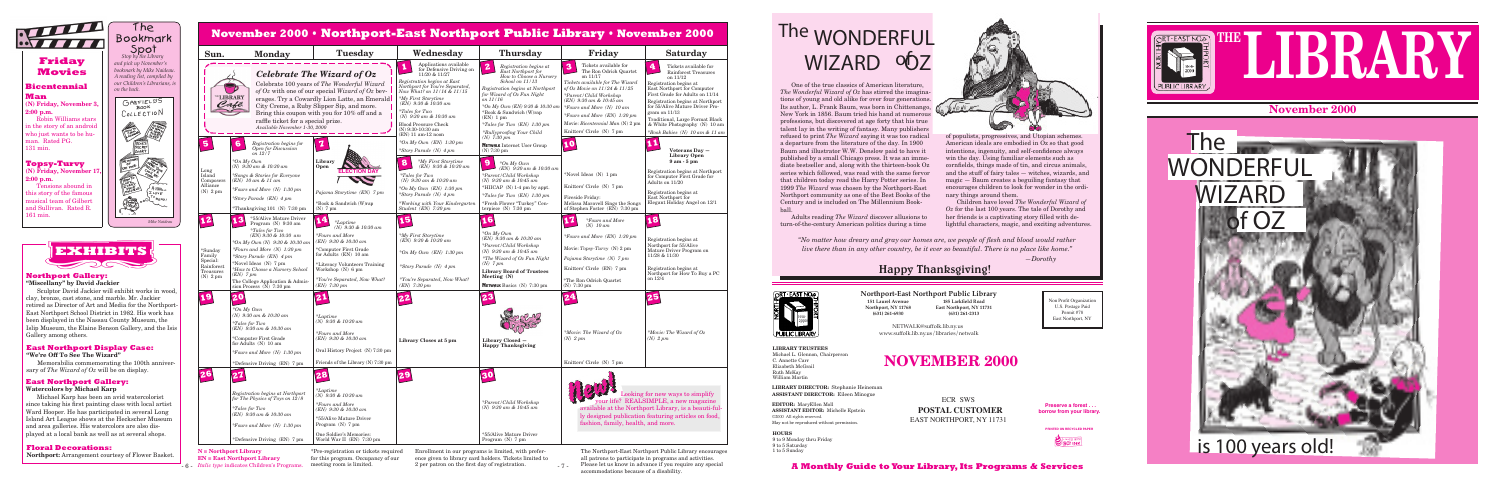# The Bookmark Spot

*Stop by the Library and pick up November's bookmark by Mike Nishina. A reading list, compiled by our Children's Librarians, is on the back.*

## Friday Movies

### Bicentennial Man

**(N) Friday, November 3, 2:00 p.m.**

Robin Williams stars in the story of an android who just wants to be human. Rated PG. 131 min.

### Topsy-Turvy

**(N) Friday, November 17, 2:00 p.m.**

Tensions abound in this story of the famous musical team of Gilbert and Sullivan. Rated R. 161 min.

# EXHIBITS

## Northport Gallery:
**"Miscellany" by David Jackier**

Sculptor David Jackier will exhibit works in wood, clay, bronze, cast stone, and marble. Mr. Jackier retired as Director of Art and Media for the Northport-East Northport School District in 1982. His work has been displayed in the Nassau County Museum, the Islip Museum, the Elaine Benson Gallery, and the Isis Gallery among others.

## East Northport Display Case:
**"We've Off To See The Wizard"**

Memorabilia commemorating the 100th anniversary of *The Wizard of Oz* will be on display.

## East Northport Gallery:
**Watercolors by Michael Karp**

Michael Karp has been an avid watercolorist since taking the first painting class with local artist Ward Hooper. He has participated in several Long Island Art League shows at the Heckscher Museum and area galleries. His watercolors are also displayed at a local bank as well as at several shops.

## Floral Decorations:

**Northport:** Arrangement courtesy of Flower Basket.

# November 2000 • Northport-East Northport Public Library • November 2000

| Sun. | Monday | Tuesday | Wednesday | Thursday | Friday | Saturday |
|---|---|---|---|---|---|---|
| | **Celebrate The Wizard of Oz** Celebrate 100 years of *The Wonderful Wizard of Oz* with one of our special Wizard of Oz beverages. Try a Cowardly Lion Latte, an Emerald City Creme, a Ruby Slipper Sip, and more. Bring this coupon with you for 10% off and a raffle ticket for a special prize. Available November 1-30, 2000 | | **1** Applications available for Defensive Driving on 11/20 & 11/27<br>Registration begins at East Northport for *You're Separated, Now What?* on 11/14 & 11/21<br>*My First Storytime (EN) 9:30 & 10:30 am<br>*Tales for Two (N) 9:30 am & 10:30 am<br>Blood Pressure Check (N) 9:30-10:30 am (EN) 11 am-12 noon<br>*On My Own (EN) 1:30 pm<br>*Story Parade (N) 4 pm | **2** Registration begins at East Northport for *How to Choose a Nursery School* on 11/13<br>Registration begins at Northport for *Wizard of Oz Fun Night* on 11/16<br>*On My Own (EN) 9:30 & 10:30 am<br>*Book & Sandwich (W)rap (EN) 1 pm<br>*Tales for Two (EN) 1:30 pm<br>*Bullyproofing Your Child (N) 7:30 pm<br>*NETWALK* Internet User Group (N) 7:30 pm | **3** Tickets available for The Ron Odrich Quartet on 11/17<br>Tickets available for The Wizard of Oz Movie on 11/24 & 11/25<br>*Parent/Child Workshop (EN) 9:30 am & 10:45 am<br>*Fours and More (N) 10 am<br>*Fours and More (EN) 1:30 pm<br>*Movie: Bicentennial Man (N) 2 pm<br>Knitters' Circle (N) 7 pm | **4** Tickets available for Rainforest Treasures on 11/12<br>Registration begins at East Northport for Computer First Grade for Adults on 11/14<br>Registration begins at Northport for 55/Alive Mature Driver Program on 11/18<br>Traditional, Large Format Black & White Photography (N) 10 am<br>*Book Babies (N) 10 am & 11 am |
| **5** Long Island Composers Alliance (N) 2 pm | **6** Registration begins for Open Art Discussion on 11/13<br>*On My Own (N) 9:30 am & 10:30 am<br>*Songs & Stories for Everyone (EN) 10 am & 11 am<br>*Fours and More (N) 1:30 pm<br>*Story Parade (EN) 4 pm<br>*Thanksgiving 101 (N) 7:30 pm | **7** Library Open ELECTION DAY<br>Pajama Storytime (EN) 7 pm<br>*Book & Sandwich (W)rap (N) 1 pm | **8** *My First Storytime (EN) 9:30 & 10:30 am<br>*Tales for Two (N) 9:30 am & 10:30 am<br>*On My Own (EN) 1:30 pm<br>*Story Parade (N) 4 pm<br>*Working with Your Kindergarten Student (EN) 7:30 pm | **9** *On My Own (EN) 9:30 am & 10:30 am<br>*Parent/Child Workshop (N) 9:30 am & 10:45 am<br>*HIICAP (N) 1-4 pm by appt.<br>*Tales for Two (EN) 1:30 pm<br>*Fresh Flower "Turkey" Centerpiece (N) 7:30 pm | **10**<br>*Novel Ideas (N) 1 pm<br>Knitters' Circle (N) 7 pm<br>Fireside Friday: Melissa Maxwell Sings the Songs of Stephen Foster (EN) 7:30 pm | **11** Veterans Day – Library Open 9 am - 5 pm<br>Registration begins at Northport for Computer First Grade for Adults on 11/20<br>Registration begins at East Northport for Elegant Holiday Angel on 12/1 |
| **12** *Sunday Family Special: Rainforest Treasures (N) 2 pm | **13** *55/Alive Mature Driver Program (N) 9:30 am<br>*Tales for Two (EN) 9:30 & 10:30 am<br>*On My Own (N) 9:30 & 10:30 am<br>*Fours and More (N) 1:30 pm<br>*Story Parade (EN) 4 pm<br>*Novel Ideas (N) 7 pm<br>*How to Choose a Nursery School (EN) 7 pm<br>The College Application & Admission Process (N) 7:30 pm | **14** *Laptime (N) 9:30 & 10:30 am<br>*Fours and More (EN) 9:30 & 10:30 am<br>*Computer First Grade for Adults (EN) 10 am<br>*Literacy Volunteers Training Workshop (N) 6 pm<br>*You're Separated, Now What? (EN) 7:30 pm | **15** *My First Storytime (EN) 9:30 & 10:30 am<br>*On My Own (EN) 1:30 pm<br>*Story Parade (N) 4 pm<br>*You're Separated, Now What? (EN) 7:30 pm | **16** *On My Own (EN) 9:30 am & 10:30 am<br>*Parent/Child Workshop (N) 9:30 am & 10:45 am<br>*The Wizard of Oz Fun Night (N) 7 pm<br>**Library Board of Trustees Meeting (N)**<br>*NETWALK* Basics (N) 7:30 pm | **17** *Fours and More (N) 10 am<br>*Fours and More (EN) 1:30 pm<br>Movie: Topsy-Turvy (N) 2 pm<br>Pajama Storytime (N) 7 pm<br>Knitters' Circle (EN) 7 pm<br>*The Ron Odrich Quartet (N) 7:30 pm | **18** Registration begins at Northport for 55/Alive Mature Driver Program on 11/26 & 11/30<br>Registration begins at Northport for How To Buy a PC on 12/4 |
| **19** | **20** *On My Own (N) 9:30 am & 10:30 am<br>*Tales for Two (EN) 9:30 am & 10:30 am<br>*Computer First Grade for Adults (N) 10 am<br>*Fours and More (N) 1:30 pm<br>*Defensive Driving (EN) 7 pm | **21** *Laptime (N) 9:30 & 10:30 am<br>*Fours and More (EN) 9:30 & 10:30 am<br>Oral History Project (N) 7:30 pm<br>Friends of the Library (N) 7:30 pm | **22** Library Closes at 5 pm | **23** Library Closed — Happy Thanksgiving | **24**<br>*Movie: The Wizard of Oz (N) 2 pm<br>Knitters' Circle (N) 7 pm | **25**<br>*Movie: The Wizard of Oz (N) 2 pm |
| **26** | **27** Registration begins at Northport for *The Physics of Toys* on 12/8<br>*Tales for Two (EN) 9:30 am & 10:30 am<br>*Fours and More (N) 1:30 pm<br>*Defensive Driving (EN) 7 pm | **28** *Laptime (N) 9:30 & 10:30 am<br>*Fours and More (EN) 9:30 & 10:30 am<br>*55/Alive Mature Driver Program (N) 7 pm<br>One Soldier's Memories: World War II (EN) 7:30 pm | **29** | **30** *Parent/Child Workshop (N) 9:30 am & 10:45 am<br>*55/Alive Mature Driver Program (N) 7 pm | | |

**N = Northport Library**
**EN = East Northport Library**
*Italic type* indicates Children's Programs.

*Pre-registration or tickets required for this program. Occupancy of our meeting room is limited.

Enrollment in our programs is limited, with preference given to library card holders. Tickets limited to 2 per patron on the first day of registration.

The Northport-East Northport Public Library encourages all patrons to participate in programs and activities. Please let us know in advance if you require any special accommodations because of a disability.

# The WONDERFUL WIZARD of OZ

One of the true classics of American literature, *The Wonderful Wizard of Oz* has stirred the imaginations of young and old alike for over four generations. Its author, L. Frank Baum, was born in Chittenango, New York in 1856. Baum tried his hand at numerous professions, but discovered at age forty that his true talent lay in the writing of fantasy. Many publishers refused to print *The Wizard* saying it was too radical a departure from the literature of the day. In 1900 Baum and illustrator W.W. Denslow paid to have it published by a small Chicago press. It was an immediate bestseller and, along with the thirteen-book Oz series which followed, was read with the same fervor that children today read the Harry Potter series. In 1999 *The Wizard* was chosen by the Northport-East Northport community as one of the Best Books of the Century and is included on The Millennium Bookshelf.

Adults reading *The Wizard* discover allusions to turn-of-the-century American politics during a time of populists, progressives, and Utopian schemes. American ideals are embodied in Oz so that good intentions, ingenuity, and self-confidence always win the day. Using familiar elements such as cornfields, things made of tin, and circus animals, and the stuff of fairy tales — witches, wizards, and magic — Baum creates a beguiling fantasy that encourages children to look for wonder in the ordinary things around them.

Children have loved *The Wonderful Wizard of Oz* for the last 100 years. The tale of Dorothy and her friends is a captivating story filled with delightful characters, magic, and exciting adventures.

*"No matter how dreary and gray our homes are, we people of flesh and blood would rather live there than in any other country, be it ever so beautiful. There is no place like home."*
*—Dorothy*

## Happy Thanksgiving!

**Northport-East Northport Public Library**

151 Laurel Avenue, Northport, NY 11768, (631) 261-6930
185 Larkfield Road, East Northport, NY 11731, (631) 261-2313

NETWALK@suffolk.lib.ny.us
www.suffolk.lib.ny.us/libraries/netwalk

Non Profit Organization
U.S. Postage Paid
Permit #78
East Northport, NY

**LIBRARY TRUSTEES**
Michael L. Glennon, Chairperson
C. Annette Carr
Elizabeth McDonald
Ruth Molloy
William Martin

**LIBRARY DIRECTOR:** Stephanie Heineman
**ASSISTANT DIRECTOR:** Eileen Minogue

**EDITOR:** MaryEllen Hall
**ASSISTANT EDITOR:** Michelle Epstein
©2000. All rights reserved.
May not be reproduced without permission.

**HOURS**
9 to 9 Monday thru Friday
9 to 5 Saturday
1 to 5 Sunday

# NOVEMBER 2000

ECR SWS
**POSTAL CUSTOMER**
EAST NORTHPORT, NY 11731

Preserve a forest... borrow from your library.

New! Looking for new ways to simplify your life? REAL SIMPLE, a new magazine available at the Northport Library, is a beautifully designed publication featuring articles on food, fashion, family, health, and more.

# THE LIBRARY

**November 2000**

# The WONDERFUL WIZARD of OZ

is 100 years old!

**A Monthly Guide to Your Library, Its Programs & Services**